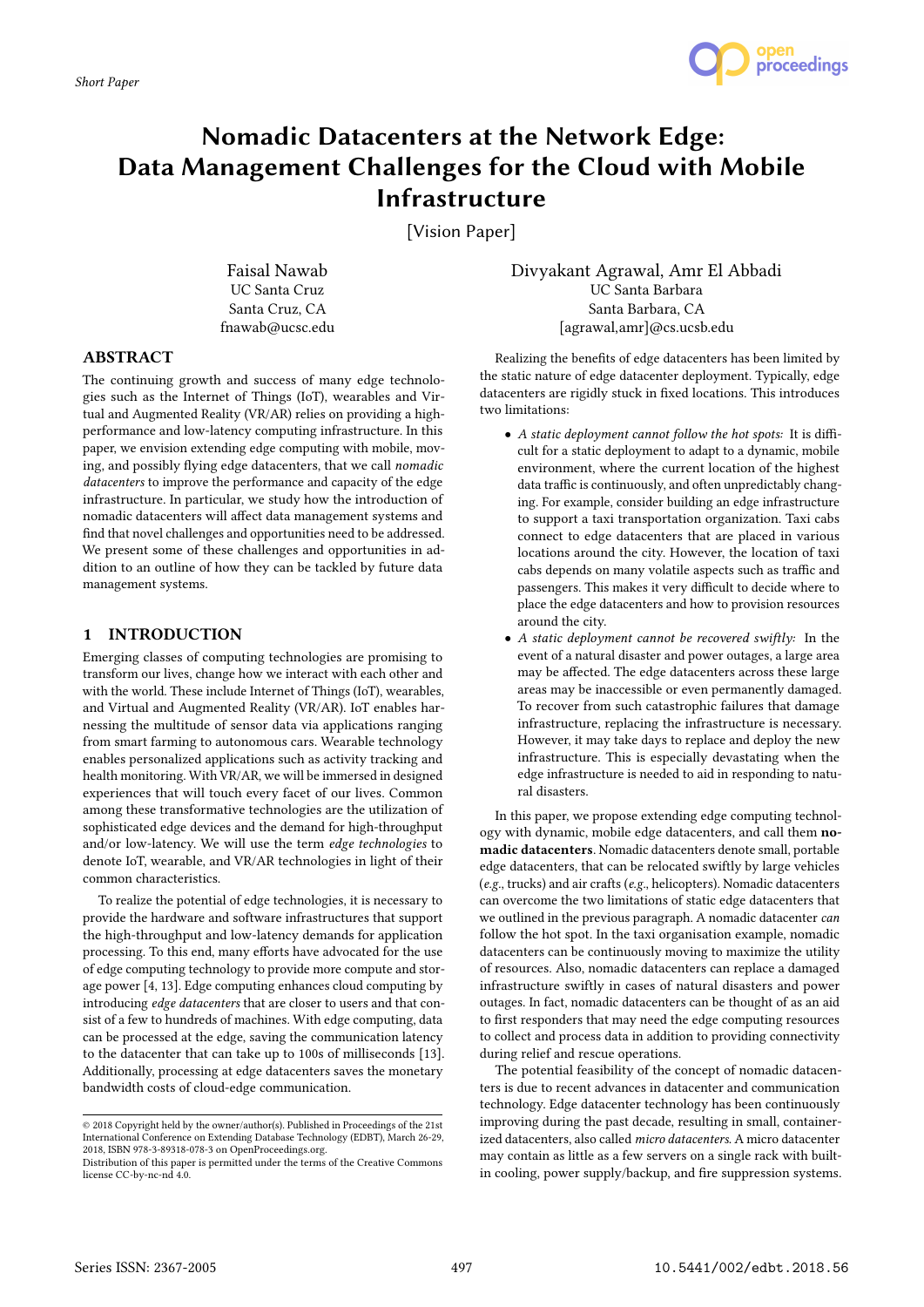Short Paper

# Nomadic Datacenters at the Network Edge: Data Management Challenges for the Cloud with Mobile Infrastructure

[Vision Paper]

Faisal Nawab
UC Santa Cruz
Santa Cruz, CA
fnawab@ucsc.edu

Divyakant Agrawal, Amr El Abbadi
UC Santa Barbara
Santa Barbara, CA
[agrawal,amr]@cs.ucsb.edu

## ABSTRACT

The continuing growth and success of many edge technologies such as the Internet of Things (IoT), wearables and Virtual and Augmented Reality (VR/AR) relies on providing a high-performance and low-latency computing infrastructure. In this paper, we envision extending edge computing with mobile, moving, and possibly flying edge datacenters, that we call *nomadic datacenters* to improve the performance and capacity of the edge infrastructure. In particular, we study how the introduction of nomadic datacenters will affect data management systems and find that novel challenges and opportunities need to be addressed. We present some of these challenges and opportunities in addition to an outline of how they can be tackled by future data management systems.

## 1 INTRODUCTION

Emerging classes of computing technologies are promising to transform our lives, change how we interact with each other and with the world. These include Internet of Things (IoT), wearables, and Virtual and Augmented Reality (VR/AR). IoT enables harnessing the multitude of sensor data via applications ranging from smart farming to autonomous cars. Wearable technology enables personalized applications such as activity tracking and health monitoring. With VR/AR, we will be immersed in designed experiences that will touch every facet of our lives. Common among these transformative technologies are the utilization of sophisticated edge devices and the demand for high-throughput and/or low-latency. We will use the term *edge technologies* to denote IoT, wearable, and VR/AR technologies in light of their common characteristics.

To realize the potential of edge technologies, it is necessary to provide the hardware and software infrastructures that support the high-throughput and low-latency demands for application processing. To this end, many efforts have advocated for the use of edge computing technology to provide more compute and storage power [4, 13]. Edge computing enhances cloud computing by introducing *edge datacenters* that are closer to users and that consist of a few to hundreds of machines. With edge computing, data can be processed at the edge, saving the communication latency to the datacenter that can take up to 100s of milliseconds [13]. Additionally, processing at edge datacenters saves the monetary bandwidth costs of cloud-edge communication.

Realizing the benefits of edge datacenters has been limited by the static nature of edge datacenter deployment. Typically, edge datacenters are rigidly stuck in fixed locations. This introduces two limitations:

- *A static deployment cannot follow the hot spots:* It is difficult for a static deployment to adapt to a dynamic, mobile environment, where the current location of the highest data traffic is continuously, and often unpredictably changing. For example, consider building an edge infrastructure to support a taxi transportation organization. Taxi cabs connect to edge datacenters that are placed in various locations around the city. However, the location of taxi cabs depends on many volatile aspects such as traffic and passengers. This makes it very difficult to decide where to place the edge datacenters and how to provision resources around the city.
- *A static deployment cannot be recovered swiftly:* In the event of a natural disaster and power outages, a large area may be affected. The edge datacenters across these large areas may be inaccessible or even permanently damaged. To recover from such catastrophic failures that damage infrastructure, replacing the infrastructure is necessary. However, it may take days to replace and deploy the new infrastructure. This is especially devastating when the edge infrastructure is needed to aid in responding to natural disasters.

In this paper, we propose extending edge computing technology with dynamic, mobile edge datacenters, and call them **nomadic datacenters**. Nomadic datacenters denote small, portable edge datacenters, that can be relocated swiftly by large vehicles (*e.g.*, trucks) and air crafts (*e.g.*, helicopters). Nomadic datacenters can overcome the two limitations of static edge datacenters that we outlined in the previous paragraph. A nomadic datacenter *can* follow the hot spot. In the taxi organisation example, nomadic datacenters can be continuously moving to maximize the utility of resources. Also, nomadic datacenters can replace a damaged infrastructure swiftly in cases of natural disasters and power outages. In fact, nomadic datacenters can be thought of as an aid to first responders that may need the edge computing resources to collect and process data in addition to providing connectivity during relief and rescue operations.

The potential feasibility of the concept of nomadic datacenters is due to recent advances in datacenter and communication technology. Edge datacenter technology has been continuously improving during the past decade, resulting in small, containerized datacenters, also called *micro datacenters*. A micro datacenter may contain as little as a few servers on a single rack with built-in cooling, power supply/backup, and fire suppression systems.

© 2018 Copyright held by the owner/author(s). Published in Proceedings of the 21st International Conference on Extending Database Technology (EDBT), March 26-29, 2018, ISBN 978-3-89318-078-3 on OpenProceedings.org.
Distribution of this paper is permitted under the terms of the Creative Commons license CC-by-nc-nd 4.0.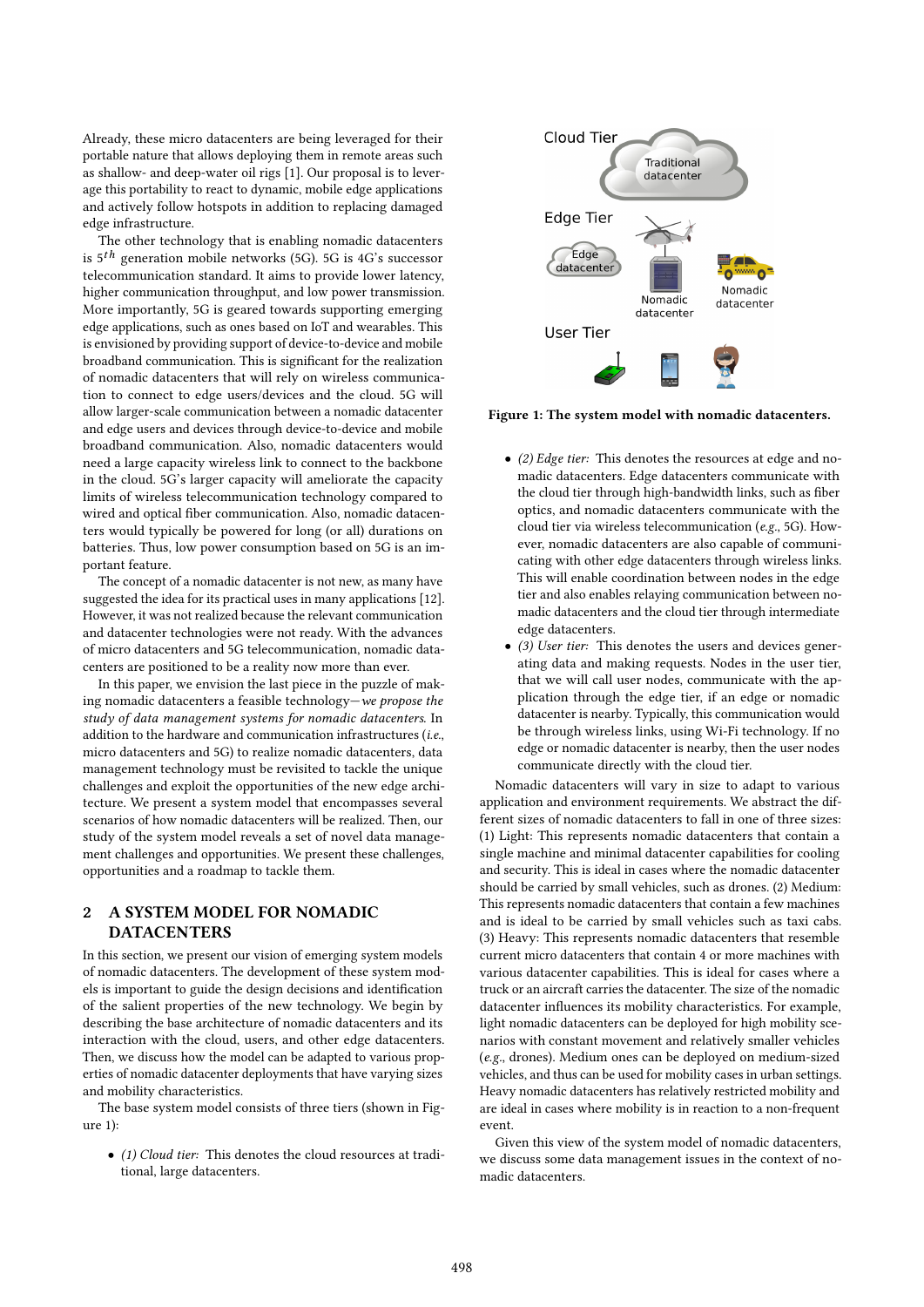Already, these micro datacenters are being leveraged for their portable nature that allows deploying them in remote areas such as shallow- and deep-water oil rigs [1]. Our proposal is to leverage this portability to react to dynamic, mobile edge applications and actively follow hotspots in addition to replacing damaged edge infrastructure.

The other technology that is enabling nomadic datacenters is $5^{th}$ generation mobile networks (5G). 5G is 4G's successor telecommunication standard. It aims to provide lower latency, higher communication throughput, and low power transmission. More importantly, 5G is geared towards supporting emerging edge applications, such as ones based on IoT and wearables. This is envisioned by providing support of device-to-device and mobile broadband communication. This is significant for the realization of nomadic datacenters that will rely on wireless communication to connect to edge users/devices and the cloud. 5G will allow larger-scale communication between a nomadic datacenter and edge users and devices through device-to-device and mobile broadband communication. Also, nomadic datacenters would need a large capacity wireless link to connect to the backbone in the cloud. 5G's larger capacity will ameliorate the capacity limits of wireless telecommunication technology compared to wired and optical fiber communication. Also, nomadic datacenters would typically be powered for long (or all) durations on batteries. Thus, low power consumption based on 5G is an important feature.

The concept of a nomadic datacenter is not new, as many have suggested the idea for its practical uses in many applications [12]. However, it was not realized because the relevant communication and datacenter technologies were not ready. With the advances of micro datacenters and 5G telecommunication, nomadic datacenters are positioned to be a reality now more than ever.

In this paper, we envision the last piece in the puzzle of making nomadic datacenters a feasible technology—*we propose the study of data management systems for nomadic datacenters*. In addition to the hardware and communication infrastructures (*i.e.*, micro datacenters and 5G) to realize nomadic datacenters, data management technology must be revisited to tackle the unique challenges and exploit the opportunities of the new edge architecture. We present a system model that encompasses several scenarios of how nomadic datacenters will be realized. Then, our study of the system model reveals a set of novel data management challenges and opportunities. We present these challenges, opportunities and a roadmap to tackle them.

## 2 A SYSTEM MODEL FOR NOMADIC DATACENTERS

In this section, we present our vision of emerging system models of nomadic datacenters. The development of these system models is important to guide the design decisions and identification of the salient properties of the new technology. We begin by describing the base architecture of nomadic datacenters and its interaction with the cloud, users, and other edge datacenters. Then, we discuss how the model can be adapted to various properties of nomadic datacenter deployments that have varying sizes and mobility characteristics.

The base system model consists of three tiers (shown in Figure 1):

- *(1) Cloud tier:* This denotes the cloud resources at traditional, large datacenters.
- *(2) Edge tier:* This denotes the resources at edge and nomadic datacenters. Edge datacenters communicate with the cloud tier through high-bandwidth links, such as fiber optics, and nomadic datacenters communicate with the cloud tier via wireless telecommunication (*e.g.*, 5G). However, nomadic datacenters are also capable of communicating with other edge datacenters through wireless links. This will enable coordination between nodes in the edge tier and also enables relaying communication between nomadic datacenters and the cloud tier through intermediate edge datacenters.
- *(3) User tier:* This denotes the users and devices generating data and making requests. Nodes in the user tier, that we will call user nodes, communicate with the application through the edge tier, if an edge or nomadic datacenter is nearby. Typically, this communication would be through wireless links, using Wi-Fi technology. If no edge or nomadic datacenter is nearby, then the user nodes communicate directly with the cloud tier.

Cloud Tier — Traditional datacenter; Edge Tier — Edge datacenter, Nomadic datacenter, Nomadic datacenter; User Tier

**Figure 1: The system model with nomadic datacenters.**

Nomadic datacenters will vary in size to adapt to various application and environment requirements. We abstract the different sizes of nomadic datacenters to fall in one of three sizes: (1) Light: This represents nomadic datacenters that contain a single machine and minimal datacenter capabilities for cooling and security. This is ideal in cases where the nomadic datacenter should be carried by small vehicles, such as drones. (2) Medium: This represents nomadic datacenters that contain a few machines and is ideal to be carried by small vehicles such as taxi cabs. (3) Heavy: This represents nomadic datacenters that resemble current micro datacenters that contain 4 or more machines with various datacenter capabilities. This is ideal for cases where a truck or an aircraft carries the datacenter. The size of the nomadic datacenter influences its mobility characteristics. For example, light nomadic datacenters can be deployed for high mobility scenarios with constant movement and relatively smaller vehicles (*e.g.*, drones). Medium ones can be deployed on medium-sized vehicles, and thus can be used for mobility cases in urban settings. Heavy nomadic datacenters has relatively restricted mobility and are ideal in cases where mobility is in reaction to a non-frequent event.

Given this view of the system model of nomadic datacenters, we discuss some data management issues in the context of nomadic datacenters.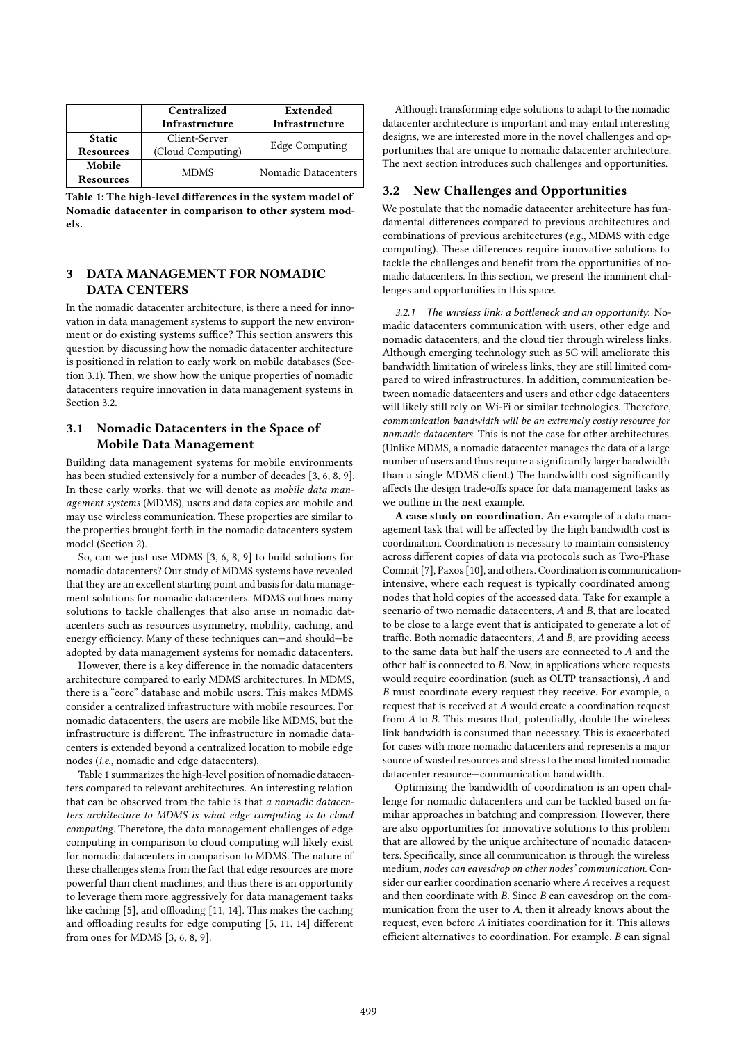| | Centralized Infrastructure | Extended Infrastructure |
|---|---|---|
| **Static Resources** | Client-Server (Cloud Computing) | Edge Computing |
| **Mobile Resources** | MDMS | Nomadic Datacenters |

**Table 1: The high-level differences in the system model of Nomadic datacenter in comparison to other system models.**

## 3 DATA MANAGEMENT FOR NOMADIC DATA CENTERS

In the nomadic datacenter architecture, is there a need for innovation in data management systems to support the new environment or do existing systems suffice? This section answers this question by discussing how the nomadic datacenter architecture is positioned in relation to early work on mobile databases (Section 3.1). Then, we show how the unique properties of nomadic datacenters require innovation in data management systems in Section 3.2.

### 3.1 Nomadic Datacenters in the Space of Mobile Data Management

Building data management systems for mobile environments has been studied extensively for a number of decades [3, 6, 8, 9]. In these early works, that we will denote as *mobile data management systems* (MDMS), users and data copies are mobile and may use wireless communication. These properties are similar to the properties brought forth in the nomadic datacenters system model (Section 2).

So, can we just use MDMS [3, 6, 8, 9] to build solutions for nomadic datacenters? Our study of MDMS systems have revealed that they are an excellent starting point and basis for data management solutions for nomadic datacenters. MDMS outlines many solutions to tackle challenges that also arise in nomadic datacenters such as resources asymmetry, mobility, caching, and energy efficiency. Many of these techniques can—and should—be adopted by data management systems for nomadic datacenters.

However, there is a key difference in the nomadic datacenters architecture compared to early MDMS architectures. In MDMS, there is a "core" database and mobile users. This makes MDMS consider a centralized infrastructure with mobile resources. For nomadic datacenters, the users are mobile like MDMS, but the infrastructure is different. The infrastructure in nomadic datacenters is extended beyond a centralized location to mobile edge nodes (*i.e.*, nomadic and edge datacenters).

Table 1 summarizes the high-level position of nomadic datacenters compared to relevant architectures. An interesting relation that can be observed from the table is that *a nomadic datacenters architecture to MDMS is what edge computing is to cloud computing*. Therefore, the data management challenges of edge computing in comparison to cloud computing will likely exist for nomadic datacenters in comparison to MDMS. The nature of these challenges stems from the fact that edge resources are more powerful than client machines, and thus there is an opportunity to leverage them more aggressively for data management tasks like caching [5], and offloading [11, 14]. This makes the caching and offloading results for edge computing [5, 11, 14] different from ones for MDMS [3, 6, 8, 9].

Although transforming edge solutions to adapt to the nomadic datacenter architecture is important and may entail interesting designs, we are interested more in the novel challenges and opportunities that are unique to nomadic datacenter architecture. The next section introduces such challenges and opportunities.

### 3.2 New Challenges and Opportunities

We postulate that the nomadic datacenter architecture has fundamental differences compared to previous architectures and combinations of previous architectures (*e.g.*, MDMS with edge computing). These differences require innovative solutions to tackle the challenges and benefit from the opportunities of nomadic datacenters. In this section, we present the imminent challenges and opportunities in this space.

*3.2.1 The wireless link: a bottleneck and an opportunity.* Nomadic datacenters communication with users, other edge and nomadic datacenters, and the cloud tier through wireless links. Although emerging technology such as 5G will ameliorate this bandwidth limitation of wireless links, they are still limited compared to wired infrastructures. In addition, communication between nomadic datacenters and users and other edge datacenters will likely still rely on Wi-Fi or similar technologies. Therefore, *communication bandwidth will be an extremely costly resource for nomadic datacenters*. This is not the case for other architectures. (Unlike MDMS, a nomadic datacenter manages the data of a large number of users and thus require a significantly larger bandwidth than a single MDMS client.) The bandwidth cost significantly affects the design trade-offs space for data management tasks as we outline in the next example.

**A case study on coordination.** An example of a data management task that will be affected by the high bandwidth cost is coordination. Coordination is necessary to maintain consistency across different copies of data via protocols such as Two-Phase Commit [7], Paxos [10], and others. Coordination is communication-intensive, where each request is typically coordinated among nodes that hold copies of the accessed data. Take for example a scenario of two nomadic datacenters, *A* and *B*, that are located to be close to a large event that is anticipated to generate a lot of traffic. Both nomadic datacenters, *A* and *B*, are providing access to the same data but half the users are connected to *A* and the other half is connected to *B*. Now, in applications where requests would require coordination (such as OLTP transactions), *A* and *B* must coordinate every request they receive. For example, a request that is received at *A* would create a coordination request from *A* to *B*. This means that, potentially, double the wireless link bandwidth is consumed than necessary. This is exacerbated for cases with more nomadic datacenters and represents a major source of wasted resources and stress to the most limited nomadic datacenter resource—communication bandwidth.

Optimizing the bandwidth of coordination is an open challenge for nomadic datacenters and can be tackled based on familiar approaches in batching and compression. However, there are also opportunities for innovative solutions to this problem that are allowed by the unique architecture of nomadic datacenters. Specifically, since all communication is through the wireless medium, *nodes can eavesdrop on other nodes' communication*. Consider our earlier coordination scenario where *A* receives a request and then coordinate with *B*. Since *B* can eavesdrop on the communication from the user to *A*, then it already knows about the request, even before *A* initiates coordination for it. This allows efficient alternatives to coordination. For example, *B* can signal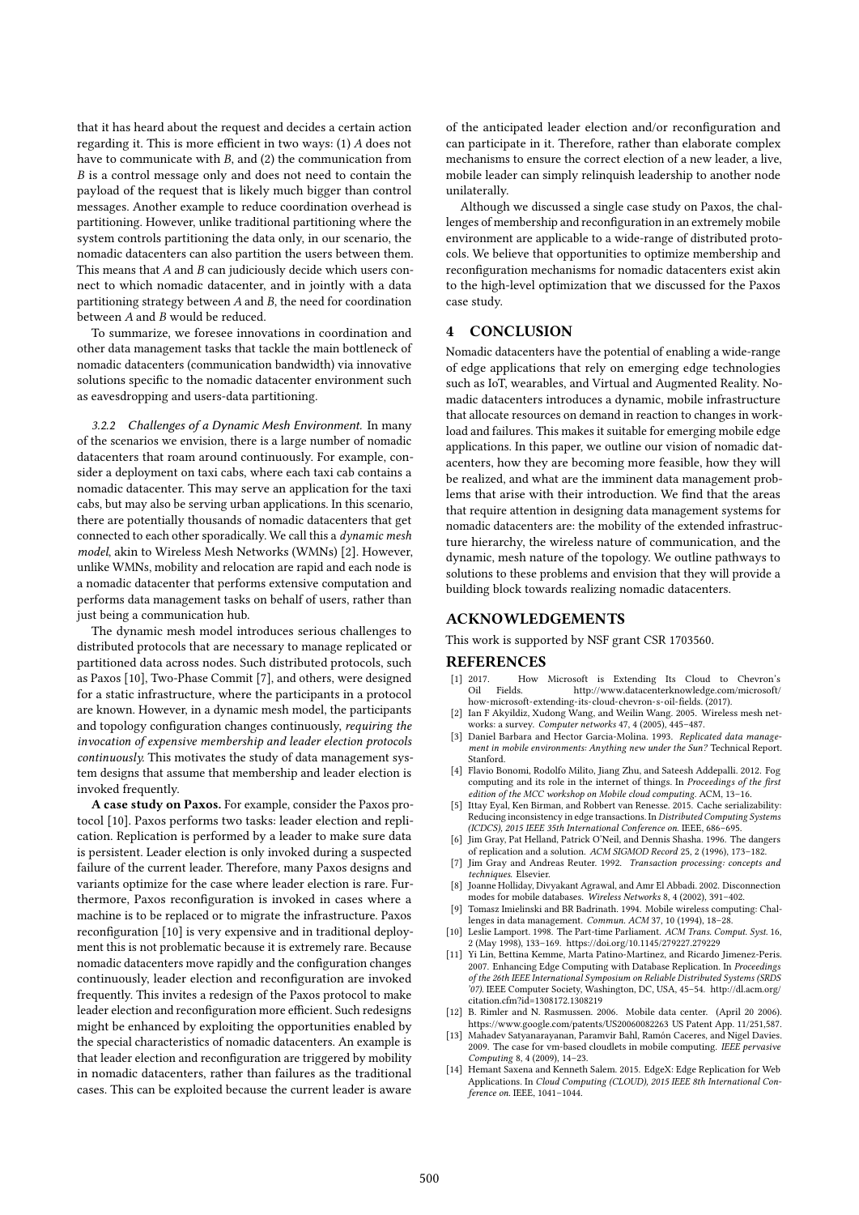that it has heard about the request and decides a certain action regarding it. This is more efficient in two ways: (1) *A* does not have to communicate with *B*, and (2) the communication from *B* is a control message only and does not need to contain the payload of the request that is likely much bigger than control messages. Another example to reduce coordination overhead is partitioning. However, unlike traditional partitioning where the system controls partitioning the data only, in our scenario, the nomadic datacenters can also partition the users between them. This means that *A* and *B* can judiciously decide which users connect to which nomadic datacenter, and in jointly with a data partitioning strategy between *A* and *B*, the need for coordination between *A* and *B* would be reduced.

To summarize, we foresee innovations in coordination and other data management tasks that tackle the main bottleneck of nomadic datacenters (communication bandwidth) via innovative solutions specific to the nomadic datacenter environment such as eavesdropping and users-data partitioning.

#### 3.2.2 Challenges of a Dynamic Mesh Environment.

In many of the scenarios we envision, there is a large number of nomadic datacenters that roam around continuously. For example, consider a deployment on taxi cabs, where each taxi cab contains a nomadic datacenter. This may serve an application for the taxi cabs, but may also be serving urban applications. In this scenario, there are potentially thousands of nomadic datacenters that get connected to each other sporadically. We call this a *dynamic mesh model*, akin to Wireless Mesh Networks (WMNs) [2]. However, unlike WMNs, mobility and relocation are rapid and each node is a nomadic datacenter that performs extensive computation and performs data management tasks on behalf of users, rather than just being a communication hub.

The dynamic mesh model introduces serious challenges to distributed protocols that are necessary to manage replicated or partitioned data across nodes. Such distributed protocols, such as Paxos [10], Two-Phase Commit [7], and others, were designed for a static infrastructure, where the participants in a protocol are known. However, in a dynamic mesh model, the participants and topology configuration changes continuously, *requiring the invocation of expensive membership and leader election protocols continuously.* This motivates the study of data management system designs that assume that membership and leader election is invoked frequently.

**A case study on Paxos.** For example, consider the Paxos protocol [10]. Paxos performs two tasks: leader election and replication. Replication is performed by a leader to make sure data is persistent. Leader election is only invoked during a suspected failure of the current leader. Therefore, many Paxos designs and variants optimize for the case where leader election is rare. Furthermore, Paxos reconfiguration is invoked in cases where a machine is to be replaced or to migrate the infrastructure. Paxos reconfiguration [10] is very expensive and in traditional deployment this is not problematic because it is extremely rare. Because nomadic datacenters move rapidly and the configuration changes continuously, leader election and reconfiguration are invoked frequently. This invites a redesign of the Paxos protocol to make leader election and reconfiguration more efficient. Such redesigns might be enhanced by exploiting the opportunities enabled by the special characteristics of nomadic datacenters. An example is that leader election and reconfiguration are triggered by mobility in nomadic datacenters, rather than failures as the traditional cases. This can be exploited because the current leader is aware of the anticipated leader election and/or reconfiguration and can participate in it. Therefore, rather than elaborate complex mechanisms to ensure the correct election of a new leader, a live, mobile leader can simply relinquish leadership to another node unilaterally.

Although we discussed a single case study on Paxos, the challenges of membership and reconfiguration in an extremely mobile environment are applicable to a wide-range of distributed protocols. We believe that opportunities to optimize membership and reconfiguration mechanisms for nomadic datacenters exist akin to the high-level optimization that we discussed for the Paxos case study.

## 4 CONCLUSION

Nomadic datacenters have the potential of enabling a wide-range of edge applications that rely on emerging edge technologies such as IoT, wearables, and Virtual and Augmented Reality. Nomadic datacenters introduces a dynamic, mobile infrastructure that allocate resources on demand in reaction to changes in workload and failures. This makes it suitable for emerging mobile edge applications. In this paper, we outline our vision of nomadic datacenters, how they are becoming more feasible, how they will be realized, and what are the imminent data management problems that arise with their introduction. We find that the areas that require attention in designing data management systems for nomadic datacenters are: the mobility of the extended infrastructure hierarchy, the wireless nature of communication, and the dynamic, mesh nature of the topology. We outline pathways to solutions to these problems and envision that they will provide a building block towards realizing nomadic datacenters.

## ACKNOWLEDGEMENTS

This work is supported by NSF grant CSR 1703560.

## REFERENCES

- [1] 2017. How Microsoft is Extending Its Cloud to Chevron's Oil Fields. http://www.datacenterknowledge.com/microsoft/how-microsoft-extending-its-cloud-chevron-s-oil-fields. (2017).
- [2] Ian F Akyildiz, Xudong Wang, and Weilin Wang. 2005. Wireless mesh networks: a survey. *Computer networks* 47, 4 (2005), 445–487.
- [3] Daniel Barbara and Hector Garcia-Molina. 1993. *Replicated data management in mobile environments: Anything new under the Sun?* Technical Report. Stanford.
- [4] Flavio Bonomi, Rodolfo Milito, Jiang Zhu, and Sateesh Addepalli. 2012. Fog computing and its role in the internet of things. In *Proceedings of the first edition of the MCC workshop on Mobile cloud computing*. ACM, 13–16.
- [5] Ittay Eyal, Ken Birman, and Robbert van Renesse. 2015. Cache serializability: Reducing inconsistency in edge transactions. In *Distributed Computing Systems (ICDCS), 2015 IEEE 35th International Conference on*. IEEE, 686–695.
- [6] Jim Gray, Pat Helland, Patrick O'Neil, and Dennis Shasha. 1996. The dangers of replication and a solution. *ACM SIGMOD Record* 25, 2 (1996), 173–182.
- [7] Jim Gray and Andreas Reuter. 1992. *Transaction processing: concepts and techniques*. Elsevier.
- [8] Joanne Holliday, Divyakant Agrawal, and Amr El Abbadi. 2002. Disconnection modes for mobile databases. *Wireless Networks* 8, 4 (2002), 391–402.
- [9] Tomasz Imielinski and BR Badrinath. 1994. Mobile wireless computing: Challenges in data management. *Commun. ACM* 37, 10 (1994), 18–28.
- [10] Leslie Lamport. 1998. The Part-time Parliament. *ACM Trans. Comput. Syst.* 16, 2 (May 1998), 133–169. https://doi.org/10.1145/279227.279229
- [11] Yi Lin, Bettina Kemme, Marta Patino-Martinez, and Ricardo Jimenez-Peris. 2007. Enhancing Edge Computing with Database Replication. In *Proceedings of the 26th IEEE International Symposium on Reliable Distributed Systems (SRDS '07)*. IEEE Computer Society, Washington, DC, USA, 45–54. http://dl.acm.org/citation.cfm?id=1308172.1308219
- [12] B. Rimler and N. Rasmussen. 2006. Mobile data center. (April 20 2006). https://www.google.com/patents/US20060082263 US Patent App. 11/251,587.
- [13] Mahadev Satyanarayanan, Paramvir Bahl, Ramón Caceres, and Nigel Davies. 2009. The case for vm-based cloudlets in mobile computing. *IEEE pervasive Computing* 8, 4 (2009), 14–23.
- [14] Hemant Saxena and Kenneth Salem. 2015. EdgeX: Edge Replication for Web Applications. In *Cloud Computing (CLOUD), 2015 IEEE 8th International Conference on*. IEEE, 1041–1044.